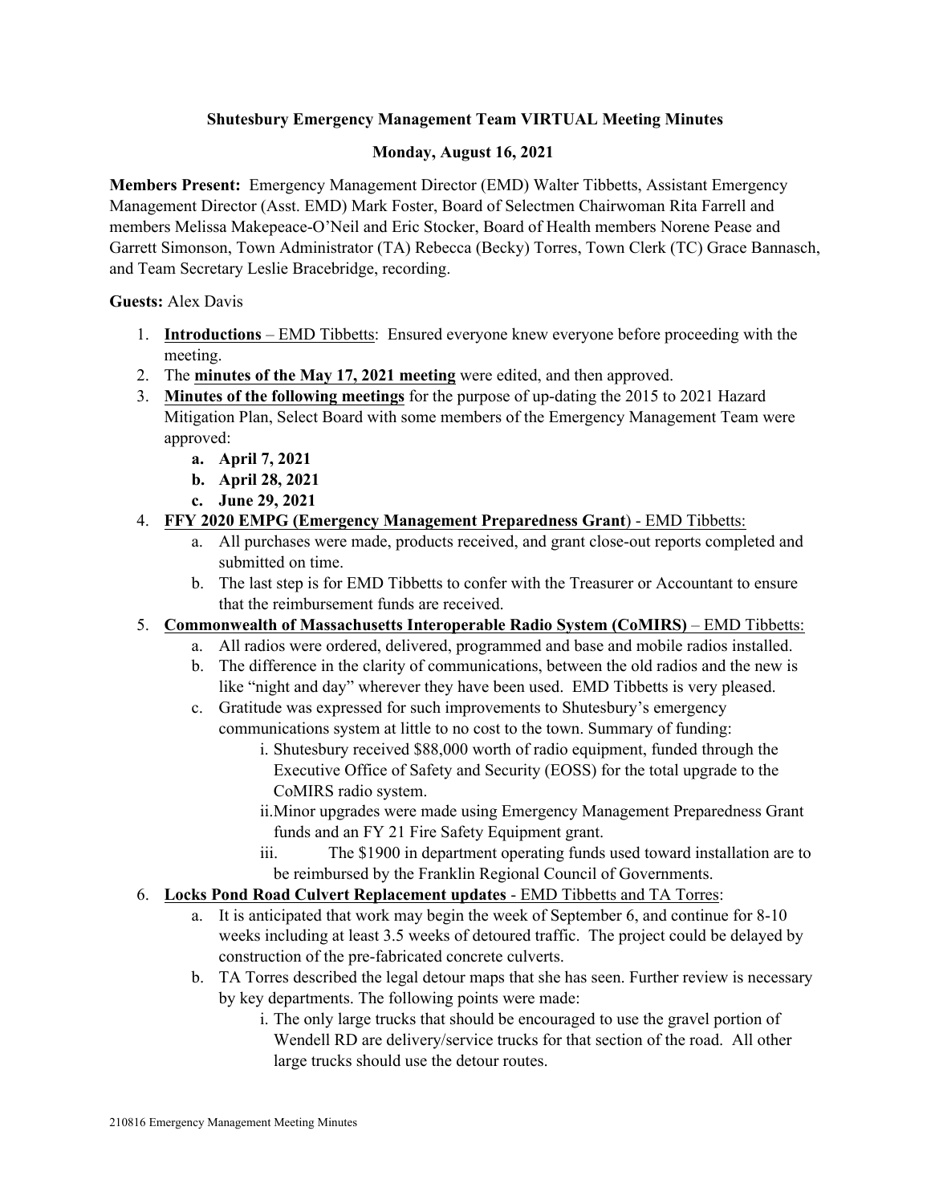**Shutesbury Emergency Management Team VIRTUAL Meeting Minutes**

**Monday, August 16, 2021**

**Members Present:** Emergency Management Director (EMD) Walter Tibbetts, Assistant Emergency Management Director (Asst. EMD) Mark Foster, Board of Selectmen Chairwoman Rita Farrell and members Melissa Makepeace-O'Neil and Eric Stocker, Board of Health members Norene Pease and Garrett Simonson, Town Administrator (TA) Rebecca (Becky) Torres, Town Clerk (TC) Grace Bannasch, and Team Secretary Leslie Bracebridge, recording.

**Guests:** Alex Davis

1. **Introductions** – EMD Tibbetts: Ensured everyone knew everyone before proceeding with the meeting.
2. The **minutes of the May 17, 2021 meeting** were edited, and then approved.
3. **Minutes of the following meetings** for the purpose of up-dating the 2015 to 2021 Hazard Mitigation Plan, Select Board with some members of the Emergency Management Team were approved:
   a. **April 7, 2021**
   b. **April 28, 2021**
   c. **June 29, 2021**
4. **FFY 2020 EMPG (Emergency Management Preparedness Grant)** - EMD Tibbetts:
   a. All purchases were made, products received, and grant close-out reports completed and submitted on time.
   b. The last step is for EMD Tibbetts to confer with the Treasurer or Accountant to ensure that the reimbursement funds are received.
5. **Commonwealth of Massachusetts Interoperable Radio System (CoMIRS)** – EMD Tibbetts:
   a. All radios were ordered, delivered, programmed and base and mobile radios installed.
   b. The difference in the clarity of communications, between the old radios and the new is like "night and day" wherever they have been used. EMD Tibbetts is very pleased.
   c. Gratitude was expressed for such improvements to Shutesbury's emergency communications system at little to no cost to the town. Summary of funding:
      i. Shutesbury received $88,000 worth of radio equipment, funded through the Executive Office of Safety and Security (EOSS) for the total upgrade to the CoMIRS radio system.
      ii. Minor upgrades were made using Emergency Management Preparedness Grant funds and an FY 21 Fire Safety Equipment grant.
      iii. The $1900 in department operating funds used toward installation are to be reimbursed by the Franklin Regional Council of Governments.
6. **Locks Pond Road Culvert Replacement updates** - EMD Tibbetts and TA Torres:
   a. It is anticipated that work may begin the week of September 6, and continue for 8-10 weeks including at least 3.5 weeks of detoured traffic. The project could be delayed by construction of the pre-fabricated concrete culverts.
   b. TA Torres described the legal detour maps that she has seen. Further review is necessary by key departments. The following points were made:
      i. The only large trucks that should be encouraged to use the gravel portion of Wendell RD are delivery/service trucks for that section of the road. All other large trucks should use the detour routes.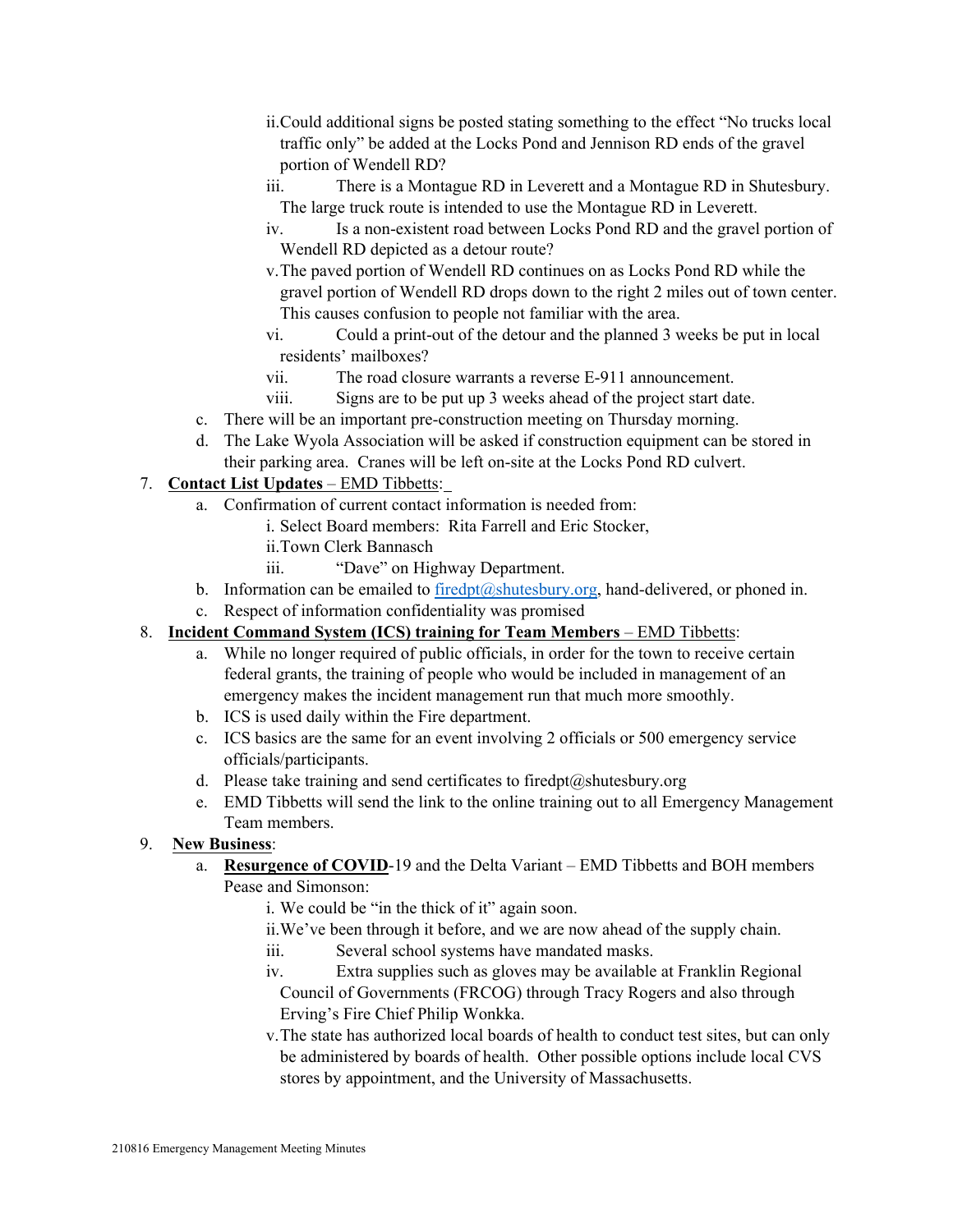ii. Could additional signs be posted stating something to the effect "No trucks local traffic only" be added at the Locks Pond and Jennison RD ends of the gravel portion of Wendell RD?
   iii. There is a Montague RD in Leverett and a Montague RD in Shutesbury. The large truck route is intended to use the Montague RD in Leverett.
   iv. Is a non-existent road between Locks Pond RD and the gravel portion of Wendell RD depicted as a detour route?
   v. The paved portion of Wendell RD continues on as Locks Pond RD while the gravel portion of Wendell RD drops down to the right 2 miles out of town center. This causes confusion to people not familiar with the area.
   vi. Could a print-out of the detour and the planned 3 weeks be put in local residents' mailboxes?
   vii. The road closure warrants a reverse E-911 announcement.
   viii. Signs are to be put up 3 weeks ahead of the project start date.

   c. There will be an important pre-construction meeting on Thursday morning.
   d. The Lake Wyola Association will be asked if construction equipment can be stored in their parking area. Cranes will be left on-site at the Locks Pond RD culvert.

7. **Contact List Updates** – EMD Tibbetts:
   a. Confirmation of current contact information is needed from:
      i. Select Board members: Rita Farrell and Eric Stocker,
      ii. Town Clerk Bannasch
      iii. "Dave" on Highway Department.
   b. Information can be emailed to firedpt@shutesbury.org, hand-delivered, or phoned in.
   c. Respect of information confidentiality was promised

8. **Incident Command System (ICS) training for Team Members** – EMD Tibbetts:
   a. While no longer required of public officials, in order for the town to receive certain federal grants, the training of people who would be included in management of an emergency makes the incident management run that much more smoothly.
   b. ICS is used daily within the Fire department.
   c. ICS basics are the same for an event involving 2 officials or 500 emergency service officials/participants.
   d. Please take training and send certificates to firedpt@shutesbury.org
   e. EMD Tibbetts will send the link to the online training out to all Emergency Management Team members.

9. **New Business**:
   a. **Resurgence of COVID**-19 and the Delta Variant – EMD Tibbetts and BOH members Pease and Simonson:
      i. We could be "in the thick of it" again soon.
      ii. We've been through it before, and we are now ahead of the supply chain.
      iii. Several school systems have mandated masks.
      iv. Extra supplies such as gloves may be available at Franklin Regional Council of Governments (FRCOG) through Tracy Rogers and also through Erving's Fire Chief Philip Wonkka.
      v. The state has authorized local boards of health to conduct test sites, but can only be administered by boards of health. Other possible options include local CVS stores by appointment, and the University of Massachusetts.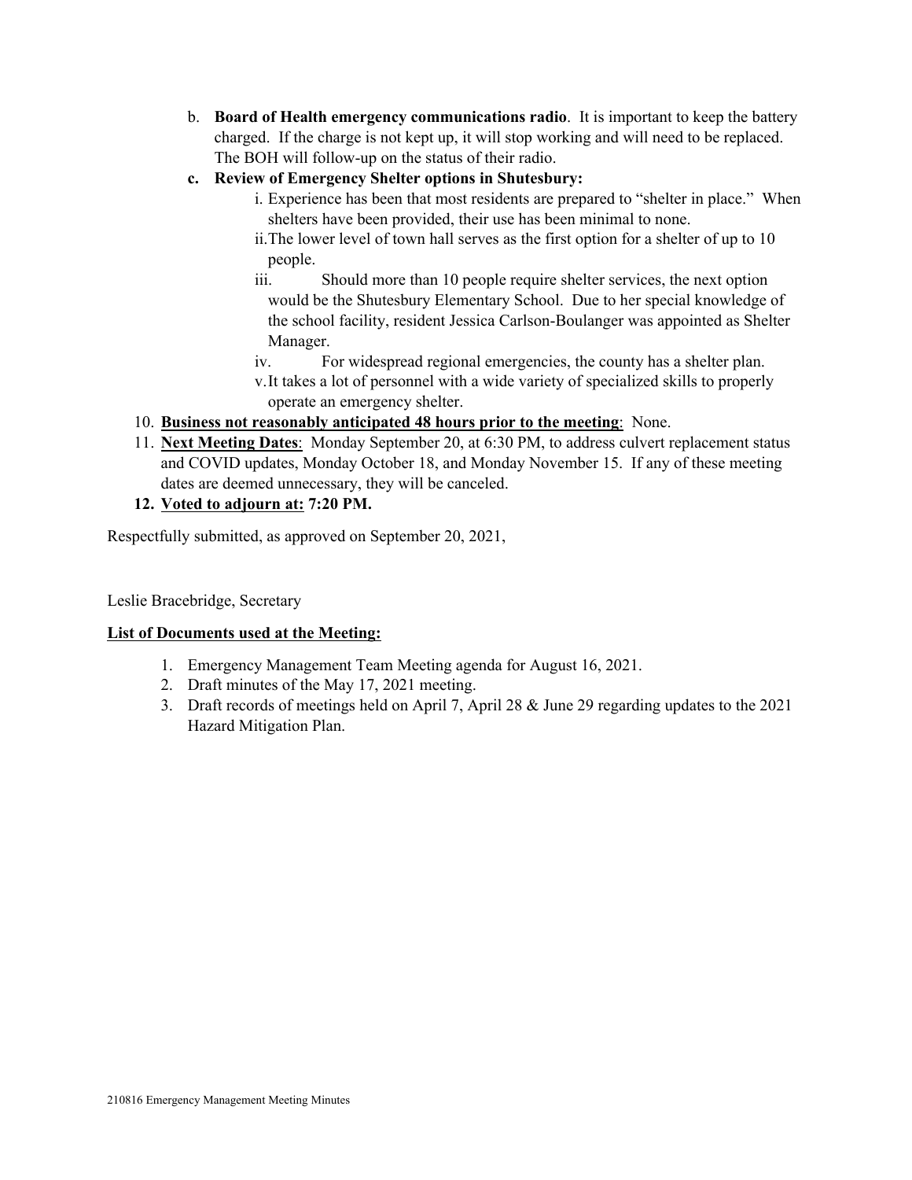b. **Board of Health emergency communications radio**. It is important to keep the battery charged. If the charge is not kept up, it will stop working and will need to be replaced. The BOH will follow-up on the status of their radio.

   c. **Review of Emergency Shelter options in Shutesbury:**

      i. Experience has been that most residents are prepared to "shelter in place." When shelters have been provided, their use has been minimal to none.

      ii. The lower level of town hall serves as the first option for a shelter of up to 10 people.

      iii. Should more than 10 people require shelter services, the next option would be the Shutesbury Elementary School. Due to her special knowledge of the school facility, resident Jessica Carlson-Boulanger was appointed as Shelter Manager.

      iv. For widespread regional emergencies, the county has a shelter plan.

      v. It takes a lot of personnel with a wide variety of specialized skills to properly operate an emergency shelter.

10. **Business not reasonably anticipated 48 hours prior to the meeting**: None.
11. **Next Meeting Dates**: Monday September 20, at 6:30 PM, to address culvert replacement status and COVID updates, Monday October 18, and Monday November 15. If any of these meeting dates are deemed unnecessary, they will be canceled.
12. **Voted to adjourn at: 7:20 PM.**

Respectfully submitted, as approved on September 20, 2021,

Leslie Bracebridge, Secretary

**List of Documents used at the Meeting:**

1. Emergency Management Team Meeting agenda for August 16, 2021.
2. Draft minutes of the May 17, 2021 meeting.
3. Draft records of meetings held on April 7, April 28 & June 29 regarding updates to the 2021 Hazard Mitigation Plan.